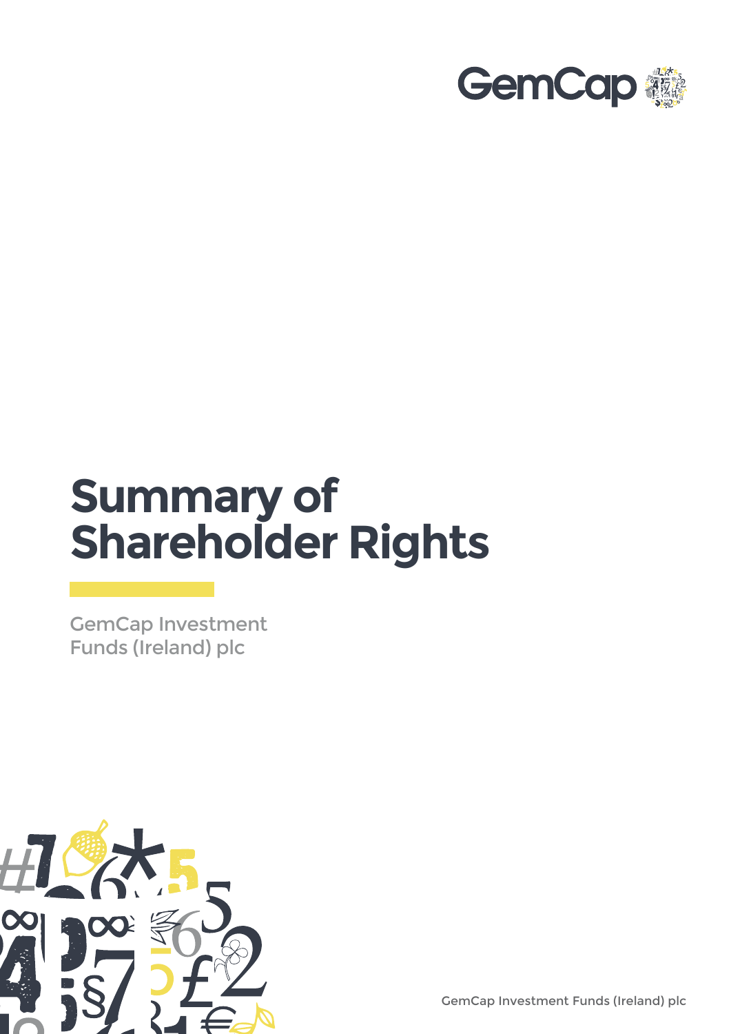GemCap

# Summary of Shareholder Rights

GemCap Investment Funds (Ireland) plc

GemCap Investment Funds (Ireland) plc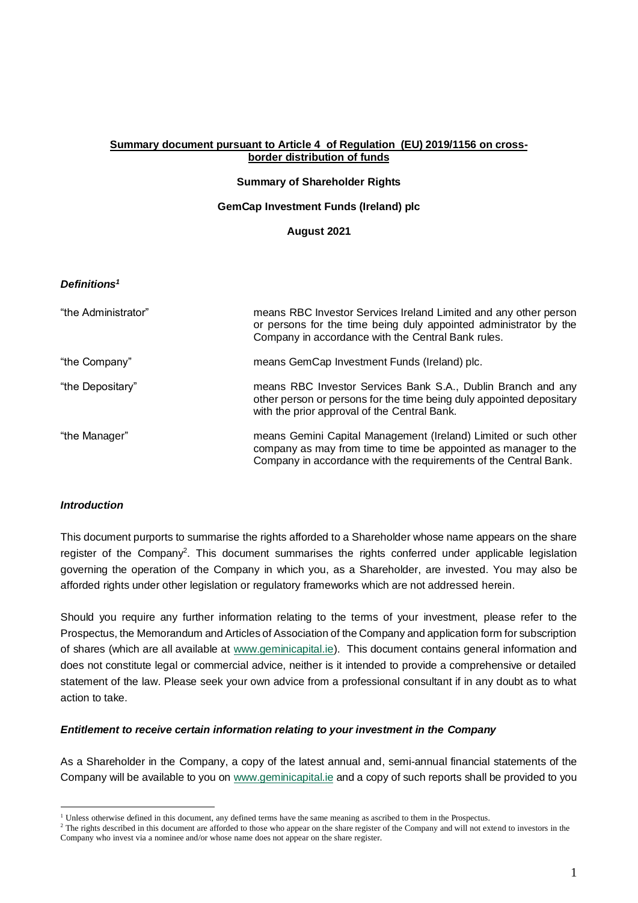**Summary document pursuant to Article 4 of Regulation (EU) 2019/1156 on cross-border distribution of funds**

**Summary of Shareholder Rights**

**GemCap Investment Funds (Ireland) plc**

**August 2021**

***Definitions[1]***

| | |
|---|---|
| "the Administrator" | means RBC Investor Services Ireland Limited and any other person or persons for the time being duly appointed administrator by the Company in accordance with the Central Bank rules. |
| "the Company" | means GemCap Investment Funds (Ireland) plc. |
| "the Depositary" | means RBC Investor Services Bank S.A., Dublin Branch and any other person or persons for the time being duly appointed depositary with the prior approval of the Central Bank. |
| "the Manager" | means Gemini Capital Management (Ireland) Limited or such other company as may from time to time be appointed as manager to the Company in accordance with the requirements of the Central Bank. |

***Introduction***

This document purports to summarise the rights afforded to a Shareholder whose name appears on the share register of the Company[2]. This document summarises the rights conferred under applicable legislation governing the operation of the Company in which you, as a Shareholder, are invested. You may also be afforded rights under other legislation or regulatory frameworks which are not addressed herein.

Should you require any further information relating to the terms of your investment, please refer to the Prospectus, the Memorandum and Articles of Association of the Company and application form for subscription of shares (which are all available at www.geminicapital.ie). This document contains general information and does not constitute legal or commercial advice, neither is it intended to provide a comprehensive or detailed statement of the law. Please seek your own advice from a professional consultant if in any doubt as to what action to take.

***Entitlement to receive certain information relating to your investment in the Company***

As a Shareholder in the Company, a copy of the latest annual and, semi-annual financial statements of the Company will be available to you on www.geminicapital.ie and a copy of such reports shall be provided to you

---

[1] Unless otherwise defined in this document, any defined terms have the same meaning as ascribed to them in the Prospectus.

[2] The rights described in this document are afforded to those who appear on the share register of the Company and will not extend to investors in the Company who invest via a nominee and/or whose name does not appear on the share register.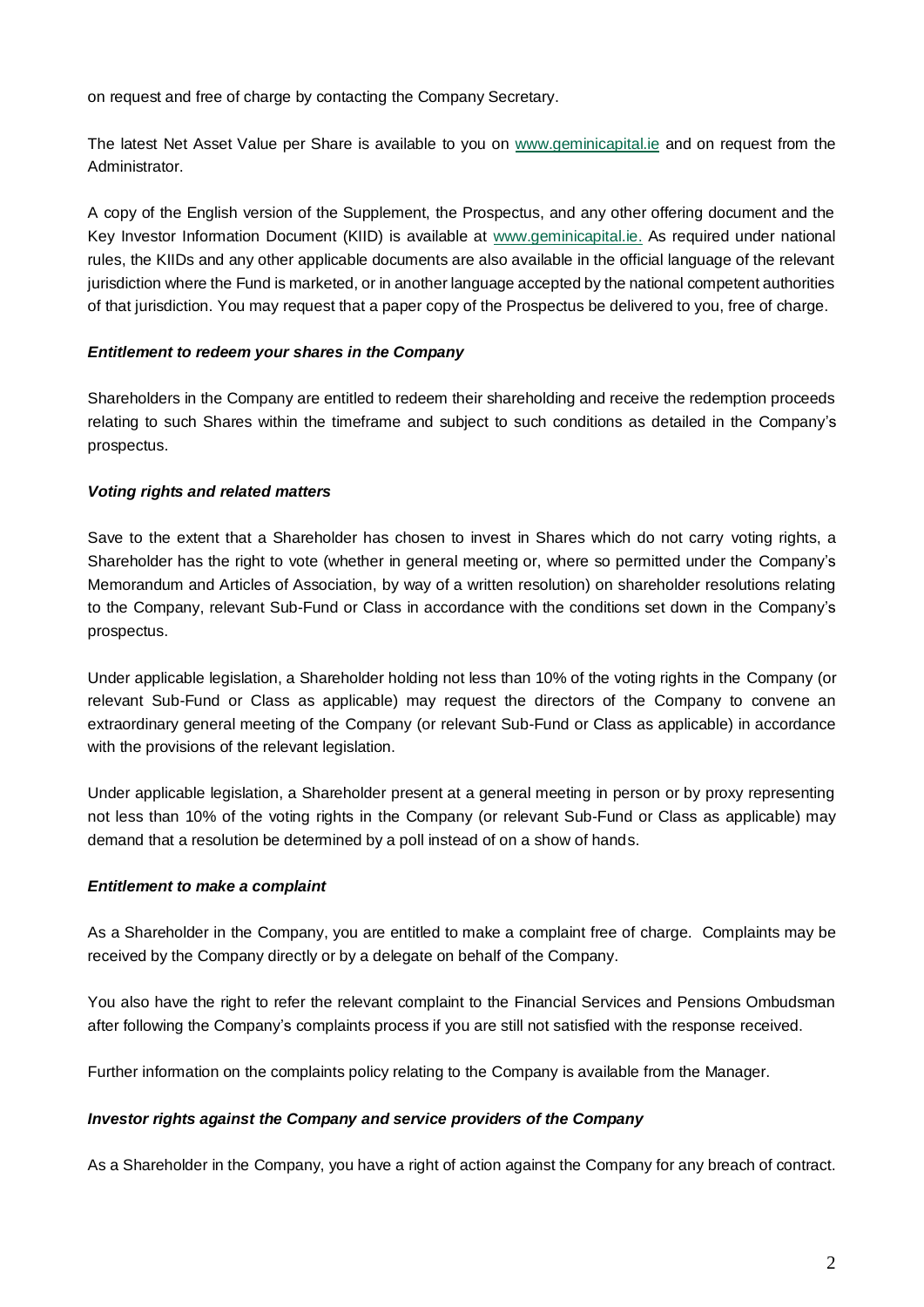on request and free of charge by contacting the Company Secretary.

The latest Net Asset Value per Share is available to you on www.geminicapital.ie and on request from the Administrator.

A copy of the English version of the Supplement, the Prospectus, and any other offering document and the Key Investor Information Document (KIID) is available at www.geminicapital.ie. As required under national rules, the KIIDs and any other applicable documents are also available in the official language of the relevant jurisdiction where the Fund is marketed, or in another language accepted by the national competent authorities of that jurisdiction. You may request that a paper copy of the Prospectus be delivered to you, free of charge.

***Entitlement to redeem your shares in the Company***

Shareholders in the Company are entitled to redeem their shareholding and receive the redemption proceeds relating to such Shares within the timeframe and subject to such conditions as detailed in the Company's prospectus.

***Voting rights and related matters***

Save to the extent that a Shareholder has chosen to invest in Shares which do not carry voting rights, a Shareholder has the right to vote (whether in general meeting or, where so permitted under the Company's Memorandum and Articles of Association, by way of a written resolution) on shareholder resolutions relating to the Company, relevant Sub-Fund or Class in accordance with the conditions set down in the Company's prospectus.

Under applicable legislation, a Shareholder holding not less than 10% of the voting rights in the Company (or relevant Sub-Fund or Class as applicable) may request the directors of the Company to convene an extraordinary general meeting of the Company (or relevant Sub-Fund or Class as applicable) in accordance with the provisions of the relevant legislation.

Under applicable legislation, a Shareholder present at a general meeting in person or by proxy representing not less than 10% of the voting rights in the Company (or relevant Sub-Fund or Class as applicable) may demand that a resolution be determined by a poll instead of on a show of hands.

***Entitlement to make a complaint***

As a Shareholder in the Company, you are entitled to make a complaint free of charge. Complaints may be received by the Company directly or by a delegate on behalf of the Company.

You also have the right to refer the relevant complaint to the Financial Services and Pensions Ombudsman after following the Company's complaints process if you are still not satisfied with the response received.

Further information on the complaints policy relating to the Company is available from the Manager.

***Investor rights against the Company and service providers of the Company***

As a Shareholder in the Company, you have a right of action against the Company for any breach of contract.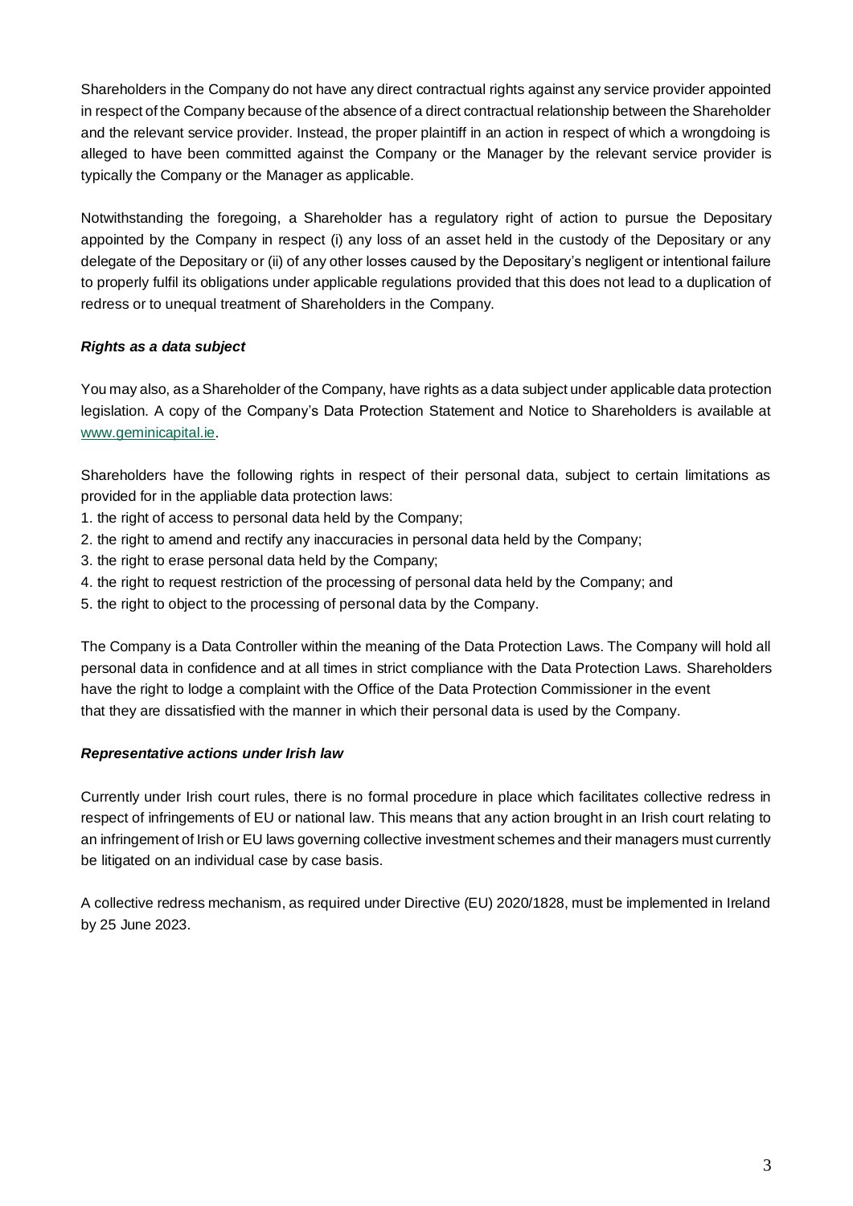Shareholders in the Company do not have any direct contractual rights against any service provider appointed in respect of the Company because of the absence of a direct contractual relationship between the Shareholder and the relevant service provider. Instead, the proper plaintiff in an action in respect of which a wrongdoing is alleged to have been committed against the Company or the Manager by the relevant service provider is typically the Company or the Manager as applicable.

Notwithstanding the foregoing, a Shareholder has a regulatory right of action to pursue the Depositary appointed by the Company in respect (i) any loss of an asset held in the custody of the Depositary or any delegate of the Depositary or (ii) of any other losses caused by the Depositary's negligent or intentional failure to properly fulfil its obligations under applicable regulations provided that this does not lead to a duplication of redress or to unequal treatment of Shareholders in the Company.

***Rights as a data subject***

You may also, as a Shareholder of the Company, have rights as a data subject under applicable data protection legislation. A copy of the Company's Data Protection Statement and Notice to Shareholders is available at www.geminicapital.ie.

Shareholders have the following rights in respect of their personal data, subject to certain limitations as provided for in the appliable data protection laws:

1. the right of access to personal data held by the Company;
2. the right to amend and rectify any inaccuracies in personal data held by the Company;
3. the right to erase personal data held by the Company;
4. the right to request restriction of the processing of personal data held by the Company; and
5. the right to object to the processing of personal data by the Company.

The Company is a Data Controller within the meaning of the Data Protection Laws. The Company will hold all personal data in confidence and at all times in strict compliance with the Data Protection Laws. Shareholders have the right to lodge a complaint with the Office of the Data Protection Commissioner in the event that they are dissatisfied with the manner in which their personal data is used by the Company.

***Representative actions under Irish law***

Currently under Irish court rules, there is no formal procedure in place which facilitates collective redress in respect of infringements of EU or national law. This means that any action brought in an Irish court relating to an infringement of Irish or EU laws governing collective investment schemes and their managers must currently be litigated on an individual case by case basis.

A collective redress mechanism, as required under Directive (EU) 2020/1828, must be implemented in Ireland by 25 June 2023.